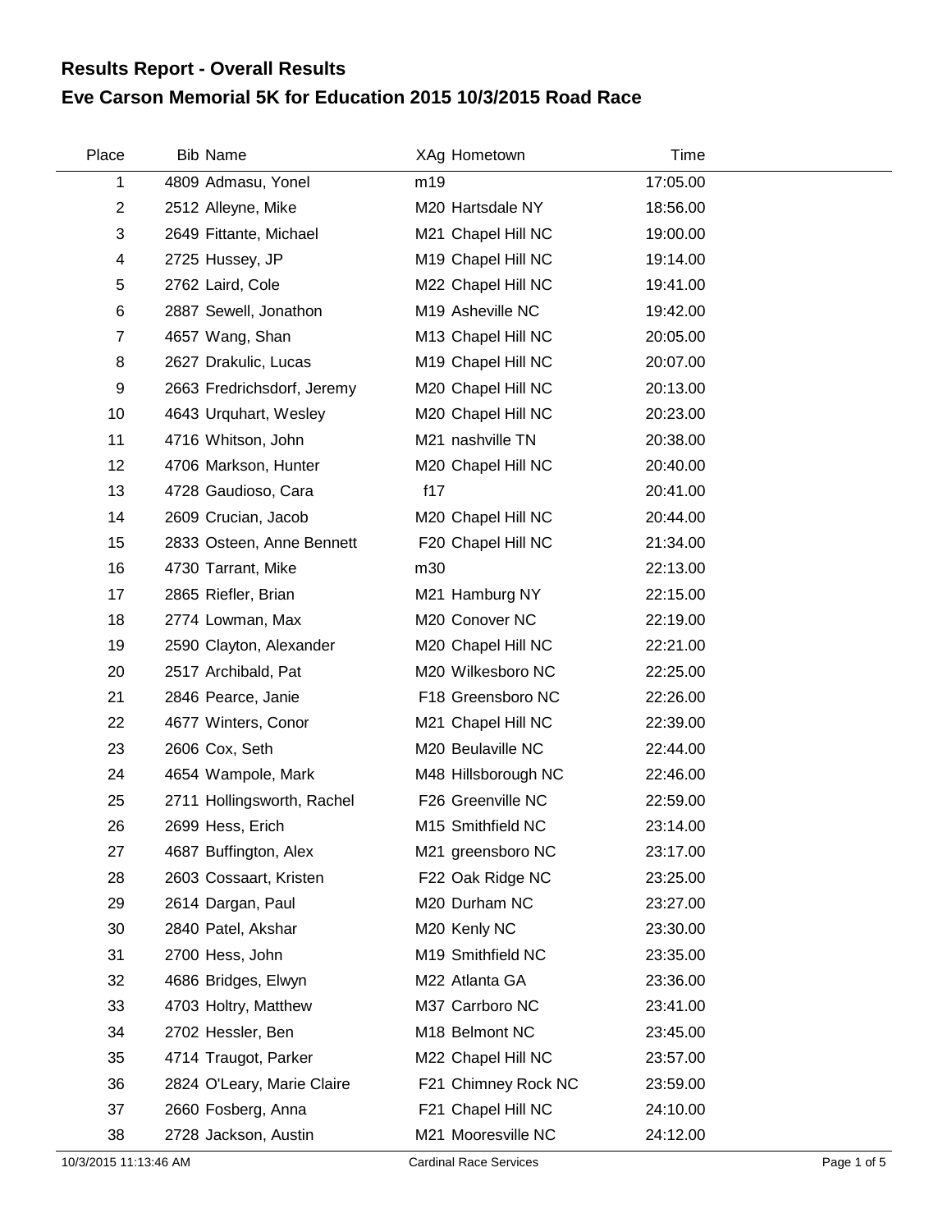# Results Report - Overall Results

## Eve Carson Memorial 5K for Education 2015 10/3/2015 Road Race

| Place | Bib | Name | XAg | Hometown | Time |
|---|---|---|---|---|---|
| 1 | 4809 | Admasu, Yonel | m19 | | 17:05.00 |
| 2 | 2512 | Alleyne, Mike | M20 | Hartsdale NY | 18:56.00 |
| 3 | 2649 | Fittante, Michael | M21 | Chapel Hill NC | 19:00.00 |
| 4 | 2725 | Hussey, JP | M19 | Chapel Hill NC | 19:14.00 |
| 5 | 2762 | Laird, Cole | M22 | Chapel Hill NC | 19:41.00 |
| 6 | 2887 | Sewell, Jonathon | M19 | Asheville NC | 19:42.00 |
| 7 | 4657 | Wang, Shan | M13 | Chapel Hill NC | 20:05.00 |
| 8 | 2627 | Drakulic, Lucas | M19 | Chapel Hill NC | 20:07.00 |
| 9 | 2663 | Fredrichsdorf, Jeremy | M20 | Chapel Hill NC | 20:13.00 |
| 10 | 4643 | Urquhart, Wesley | M20 | Chapel Hill NC | 20:23.00 |
| 11 | 4716 | Whitson, John | M21 | nashville TN | 20:38.00 |
| 12 | 4706 | Markson, Hunter | M20 | Chapel Hill NC | 20:40.00 |
| 13 | 4728 | Gaudioso, Cara | f17 | | 20:41.00 |
| 14 | 2609 | Crucian, Jacob | M20 | Chapel Hill NC | 20:44.00 |
| 15 | 2833 | Osteen, Anne Bennett | F20 | Chapel Hill NC | 21:34.00 |
| 16 | 4730 | Tarrant, Mike | m30 | | 22:13.00 |
| 17 | 2865 | Riefler, Brian | M21 | Hamburg NY | 22:15.00 |
| 18 | 2774 | Lowman, Max | M20 | Conover NC | 22:19.00 |
| 19 | 2590 | Clayton, Alexander | M20 | Chapel Hill NC | 22:21.00 |
| 20 | 2517 | Archibald, Pat | M20 | Wilkesboro NC | 22:25.00 |
| 21 | 2846 | Pearce, Janie | F18 | Greensboro NC | 22:26.00 |
| 22 | 4677 | Winters, Conor | M21 | Chapel Hill NC | 22:39.00 |
| 23 | 2606 | Cox, Seth | M20 | Beulaville NC | 22:44.00 |
| 24 | 4654 | Wampole, Mark | M48 | Hillsborough NC | 22:46.00 |
| 25 | 2711 | Hollingsworth, Rachel | F26 | Greenville NC | 22:59.00 |
| 26 | 2699 | Hess, Erich | M15 | Smithfield NC | 23:14.00 |
| 27 | 4687 | Buffington, Alex | M21 | greensboro NC | 23:17.00 |
| 28 | 2603 | Cossaart, Kristen | F22 | Oak Ridge NC | 23:25.00 |
| 29 | 2614 | Dargan, Paul | M20 | Durham NC | 23:27.00 |
| 30 | 2840 | Patel, Akshar | M20 | Kenly NC | 23:30.00 |
| 31 | 2700 | Hess, John | M19 | Smithfield NC | 23:35.00 |
| 32 | 4686 | Bridges, Elwyn | M22 | Atlanta GA | 23:36.00 |
| 33 | 4703 | Holtry, Matthew | M37 | Carrboro NC | 23:41.00 |
| 34 | 2702 | Hessler, Ben | M18 | Belmont NC | 23:45.00 |
| 35 | 4714 | Traugot, Parker | M22 | Chapel Hill NC | 23:57.00 |
| 36 | 2824 | O'Leary, Marie Claire | F21 | Chimney Rock NC | 23:59.00 |
| 37 | 2660 | Fosberg, Anna | F21 | Chapel Hill NC | 24:10.00 |
| 38 | 2728 | Jackson, Austin | M21 | Mooresville NC | 24:12.00 |

10/3/2015 11:13:46 AM Cardinal Race Services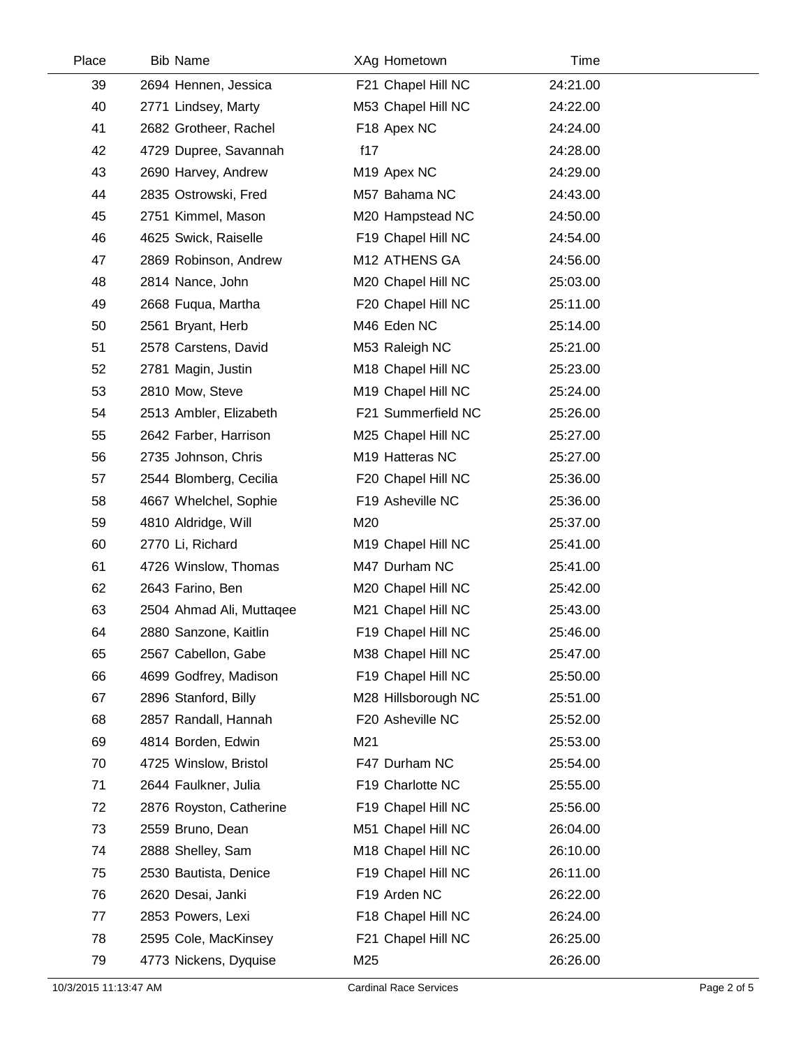| Place | Bib | Name | XAg | Hometown | Time |
|---|---|---|---|---|---|
| 39 | 2694 | Hennen, Jessica | F21 | Chapel Hill NC | 24:21.00 |
| 40 | 2771 | Lindsey, Marty | M53 | Chapel Hill NC | 24:22.00 |
| 41 | 2682 | Grotheer, Rachel | F18 | Apex NC | 24:24.00 |
| 42 | 4729 | Dupree, Savannah | f17 | | 24:28.00 |
| 43 | 2690 | Harvey, Andrew | M19 | Apex NC | 24:29.00 |
| 44 | 2835 | Ostrowski, Fred | M57 | Bahama NC | 24:43.00 |
| 45 | 2751 | Kimmel, Mason | M20 | Hampstead NC | 24:50.00 |
| 46 | 4625 | Swick, Raiselle | F19 | Chapel Hill NC | 24:54.00 |
| 47 | 2869 | Robinson, Andrew | M12 | ATHENS GA | 24:56.00 |
| 48 | 2814 | Nance, John | M20 | Chapel Hill NC | 25:03.00 |
| 49 | 2668 | Fuqua, Martha | F20 | Chapel Hill NC | 25:11.00 |
| 50 | 2561 | Bryant, Herb | M46 | Eden NC | 25:14.00 |
| 51 | 2578 | Carstens, David | M53 | Raleigh NC | 25:21.00 |
| 52 | 2781 | Magin, Justin | M18 | Chapel Hill NC | 25:23.00 |
| 53 | 2810 | Mow, Steve | M19 | Chapel Hill NC | 25:24.00 |
| 54 | 2513 | Ambler, Elizabeth | F21 | Summerfield NC | 25:26.00 |
| 55 | 2642 | Farber, Harrison | M25 | Chapel Hill NC | 25:27.00 |
| 56 | 2735 | Johnson, Chris | M19 | Hatteras NC | 25:27.00 |
| 57 | 2544 | Blomberg, Cecilia | F20 | Chapel Hill NC | 25:36.00 |
| 58 | 4667 | Whelchel, Sophie | F19 | Asheville NC | 25:36.00 |
| 59 | 4810 | Aldridge, Will | M20 | | 25:37.00 |
| 60 | 2770 | Li, Richard | M19 | Chapel Hill NC | 25:41.00 |
| 61 | 4726 | Winslow, Thomas | M47 | Durham NC | 25:41.00 |
| 62 | 2643 | Farino, Ben | M20 | Chapel Hill NC | 25:42.00 |
| 63 | 2504 | Ahmad Ali, Muttaqee | M21 | Chapel Hill NC | 25:43.00 |
| 64 | 2880 | Sanzone, Kaitlin | F19 | Chapel Hill NC | 25:46.00 |
| 65 | 2567 | Cabellon, Gabe | M38 | Chapel Hill NC | 25:47.00 |
| 66 | 4699 | Godfrey, Madison | F19 | Chapel Hill NC | 25:50.00 |
| 67 | 2896 | Stanford, Billy | M28 | Hillsborough NC | 25:51.00 |
| 68 | 2857 | Randall, Hannah | F20 | Asheville NC | 25:52.00 |
| 69 | 4814 | Borden, Edwin | M21 | | 25:53.00 |
| 70 | 4725 | Winslow, Bristol | F47 | Durham NC | 25:54.00 |
| 71 | 2644 | Faulkner, Julia | F19 | Charlotte NC | 25:55.00 |
| 72 | 2876 | Royston, Catherine | F19 | Chapel Hill NC | 25:56.00 |
| 73 | 2559 | Bruno, Dean | M51 | Chapel Hill NC | 26:04.00 |
| 74 | 2888 | Shelley, Sam | M18 | Chapel Hill NC | 26:10.00 |
| 75 | 2530 | Bautista, Denice | F19 | Chapel Hill NC | 26:11.00 |
| 76 | 2620 | Desai, Janki | F19 | Arden NC | 26:22.00 |
| 77 | 2853 | Powers, Lexi | F18 | Chapel Hill NC | 26:24.00 |
| 78 | 2595 | Cole, MacKinsey | F21 | Chapel Hill NC | 26:25.00 |
| 79 | 4773 | Nickens, Dyquise | M25 | | 26:26.00 |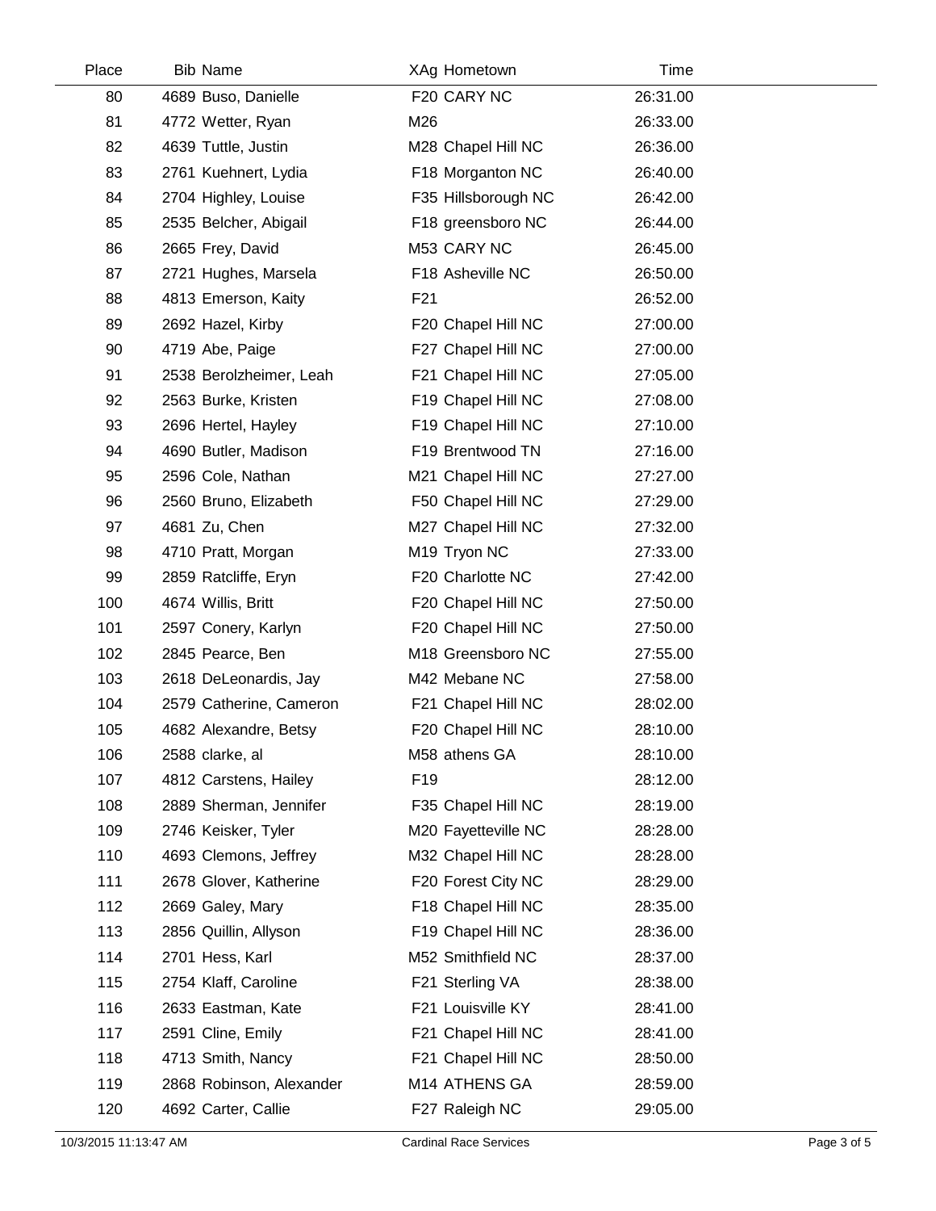| Place | Bib | Name | XAg | Hometown | Time |
|---|---|---|---|---|---|
| 80 | 4689 | Buso, Danielle | F20 | CARY NC | 26:31.00 |
| 81 | 4772 | Wetter, Ryan | M26 | | 26:33.00 |
| 82 | 4639 | Tuttle, Justin | M28 | Chapel Hill NC | 26:36.00 |
| 83 | 2761 | Kuehnert, Lydia | F18 | Morganton NC | 26:40.00 |
| 84 | 2704 | Highley, Louise | F35 | Hillsborough NC | 26:42.00 |
| 85 | 2535 | Belcher, Abigail | F18 | greensboro NC | 26:44.00 |
| 86 | 2665 | Frey, David | M53 | CARY NC | 26:45.00 |
| 87 | 2721 | Hughes, Marsela | F18 | Asheville NC | 26:50.00 |
| 88 | 4813 | Emerson, Kaity | F21 | | 26:52.00 |
| 89 | 2692 | Hazel, Kirby | F20 | Chapel Hill NC | 27:00.00 |
| 90 | 4719 | Abe, Paige | F27 | Chapel Hill NC | 27:00.00 |
| 91 | 2538 | Berolzheimer, Leah | F21 | Chapel Hill NC | 27:05.00 |
| 92 | 2563 | Burke, Kristen | F19 | Chapel Hill NC | 27:08.00 |
| 93 | 2696 | Hertel, Hayley | F19 | Chapel Hill NC | 27:10.00 |
| 94 | 4690 | Butler, Madison | F19 | Brentwood TN | 27:16.00 |
| 95 | 2596 | Cole, Nathan | M21 | Chapel Hill NC | 27:27.00 |
| 96 | 2560 | Bruno, Elizabeth | F50 | Chapel Hill NC | 27:29.00 |
| 97 | 4681 | Zu, Chen | M27 | Chapel Hill NC | 27:32.00 |
| 98 | 4710 | Pratt, Morgan | M19 | Tryon NC | 27:33.00 |
| 99 | 2859 | Ratcliffe, Eryn | F20 | Charlotte NC | 27:42.00 |
| 100 | 4674 | Willis, Britt | F20 | Chapel Hill NC | 27:50.00 |
| 101 | 2597 | Conery, Karlyn | F20 | Chapel Hill NC | 27:50.00 |
| 102 | 2845 | Pearce, Ben | M18 | Greensboro NC | 27:55.00 |
| 103 | 2618 | DeLeonardis, Jay | M42 | Mebane NC | 27:58.00 |
| 104 | 2579 | Catherine, Cameron | F21 | Chapel Hill NC | 28:02.00 |
| 105 | 4682 | Alexandre, Betsy | F20 | Chapel Hill NC | 28:10.00 |
| 106 | 2588 | clarke, al | M58 | athens GA | 28:10.00 |
| 107 | 4812 | Carstens, Hailey | F19 | | 28:12.00 |
| 108 | 2889 | Sherman, Jennifer | F35 | Chapel Hill NC | 28:19.00 |
| 109 | 2746 | Keisker, Tyler | M20 | Fayetteville NC | 28:28.00 |
| 110 | 4693 | Clemons, Jeffrey | M32 | Chapel Hill NC | 28:28.00 |
| 111 | 2678 | Glover, Katherine | F20 | Forest City NC | 28:29.00 |
| 112 | 2669 | Galey, Mary | F18 | Chapel Hill NC | 28:35.00 |
| 113 | 2856 | Quillin, Allyson | F19 | Chapel Hill NC | 28:36.00 |
| 114 | 2701 | Hess, Karl | M52 | Smithfield NC | 28:37.00 |
| 115 | 2754 | Klaff, Caroline | F21 | Sterling VA | 28:38.00 |
| 116 | 2633 | Eastman, Kate | F21 | Louisville KY | 28:41.00 |
| 117 | 2591 | Cline, Emily | F21 | Chapel Hill NC | 28:41.00 |
| 118 | 4713 | Smith, Nancy | F21 | Chapel Hill NC | 28:50.00 |
| 119 | 2868 | Robinson, Alexander | M14 | ATHENS GA | 28:59.00 |
| 120 | 4692 | Carter, Callie | F27 | Raleigh NC | 29:05.00 |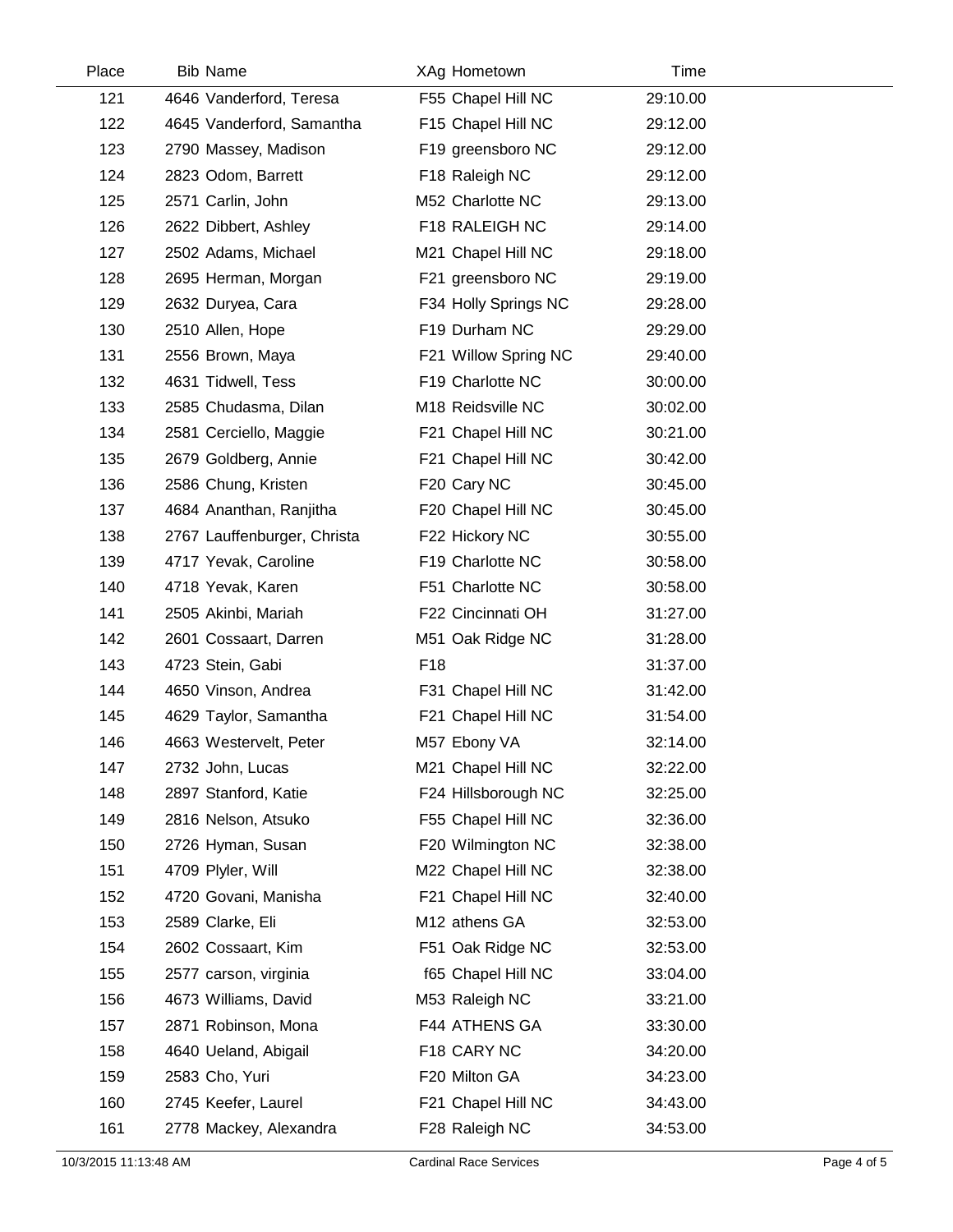| Place | Bib | Name | XAg | Hometown | Time |
|---|---|---|---|---|---|
| 121 | 4646 | Vanderford, Teresa | F55 | Chapel Hill NC | 29:10.00 |
| 122 | 4645 | Vanderford, Samantha | F15 | Chapel Hill NC | 29:12.00 |
| 123 | 2790 | Massey, Madison | F19 | greensboro NC | 29:12.00 |
| 124 | 2823 | Odom, Barrett | F18 | Raleigh NC | 29:12.00 |
| 125 | 2571 | Carlin, John | M52 | Charlotte NC | 29:13.00 |
| 126 | 2622 | Dibbert, Ashley | F18 | RALEIGH NC | 29:14.00 |
| 127 | 2502 | Adams, Michael | M21 | Chapel Hill NC | 29:18.00 |
| 128 | 2695 | Herman, Morgan | F21 | greensboro NC | 29:19.00 |
| 129 | 2632 | Duryea, Cara | F34 | Holly Springs NC | 29:28.00 |
| 130 | 2510 | Allen, Hope | F19 | Durham NC | 29:29.00 |
| 131 | 2556 | Brown, Maya | F21 | Willow Spring NC | 29:40.00 |
| 132 | 4631 | Tidwell, Tess | F19 | Charlotte NC | 30:00.00 |
| 133 | 2585 | Chudasma, Dilan | M18 | Reidsville NC | 30:02.00 |
| 134 | 2581 | Cerciello, Maggie | F21 | Chapel Hill NC | 30:21.00 |
| 135 | 2679 | Goldberg, Annie | F21 | Chapel Hill NC | 30:42.00 |
| 136 | 2586 | Chung, Kristen | F20 | Cary NC | 30:45.00 |
| 137 | 4684 | Ananthan, Ranjitha | F20 | Chapel Hill NC | 30:45.00 |
| 138 | 2767 | Lauffenburger, Christa | F22 | Hickory NC | 30:55.00 |
| 139 | 4717 | Yevak, Caroline | F19 | Charlotte NC | 30:58.00 |
| 140 | 4718 | Yevak, Karen | F51 | Charlotte NC | 30:58.00 |
| 141 | 2505 | Akinbi, Mariah | F22 | Cincinnati OH | 31:27.00 |
| 142 | 2601 | Cossaart, Darren | M51 | Oak Ridge NC | 31:28.00 |
| 143 | 4723 | Stein, Gabi | F18 | | 31:37.00 |
| 144 | 4650 | Vinson, Andrea | F31 | Chapel Hill NC | 31:42.00 |
| 145 | 4629 | Taylor, Samantha | F21 | Chapel Hill NC | 31:54.00 |
| 146 | 4663 | Westervelt, Peter | M57 | Ebony VA | 32:14.00 |
| 147 | 2732 | John, Lucas | M21 | Chapel Hill NC | 32:22.00 |
| 148 | 2897 | Stanford, Katie | F24 | Hillsborough NC | 32:25.00 |
| 149 | 2816 | Nelson, Atsuko | F55 | Chapel Hill NC | 32:36.00 |
| 150 | 2726 | Hyman, Susan | F20 | Wilmington NC | 32:38.00 |
| 151 | 4709 | Plyler, Will | M22 | Chapel Hill NC | 32:38.00 |
| 152 | 4720 | Govani, Manisha | F21 | Chapel Hill NC | 32:40.00 |
| 153 | 2589 | Clarke, Eli | M12 | athens GA | 32:53.00 |
| 154 | 2602 | Cossaart, Kim | F51 | Oak Ridge NC | 32:53.00 |
| 155 | 2577 | carson, virginia | f65 | Chapel Hill NC | 33:04.00 |
| 156 | 4673 | Williams, David | M53 | Raleigh NC | 33:21.00 |
| 157 | 2871 | Robinson, Mona | F44 | ATHENS GA | 33:30.00 |
| 158 | 4640 | Ueland, Abigail | F18 | CARY NC | 34:20.00 |
| 159 | 2583 | Cho, Yuri | F20 | Milton GA | 34:23.00 |
| 160 | 2745 | Keefer, Laurel | F21 | Chapel Hill NC | 34:43.00 |
| 161 | 2778 | Mackey, Alexandra | F28 | Raleigh NC | 34:53.00 |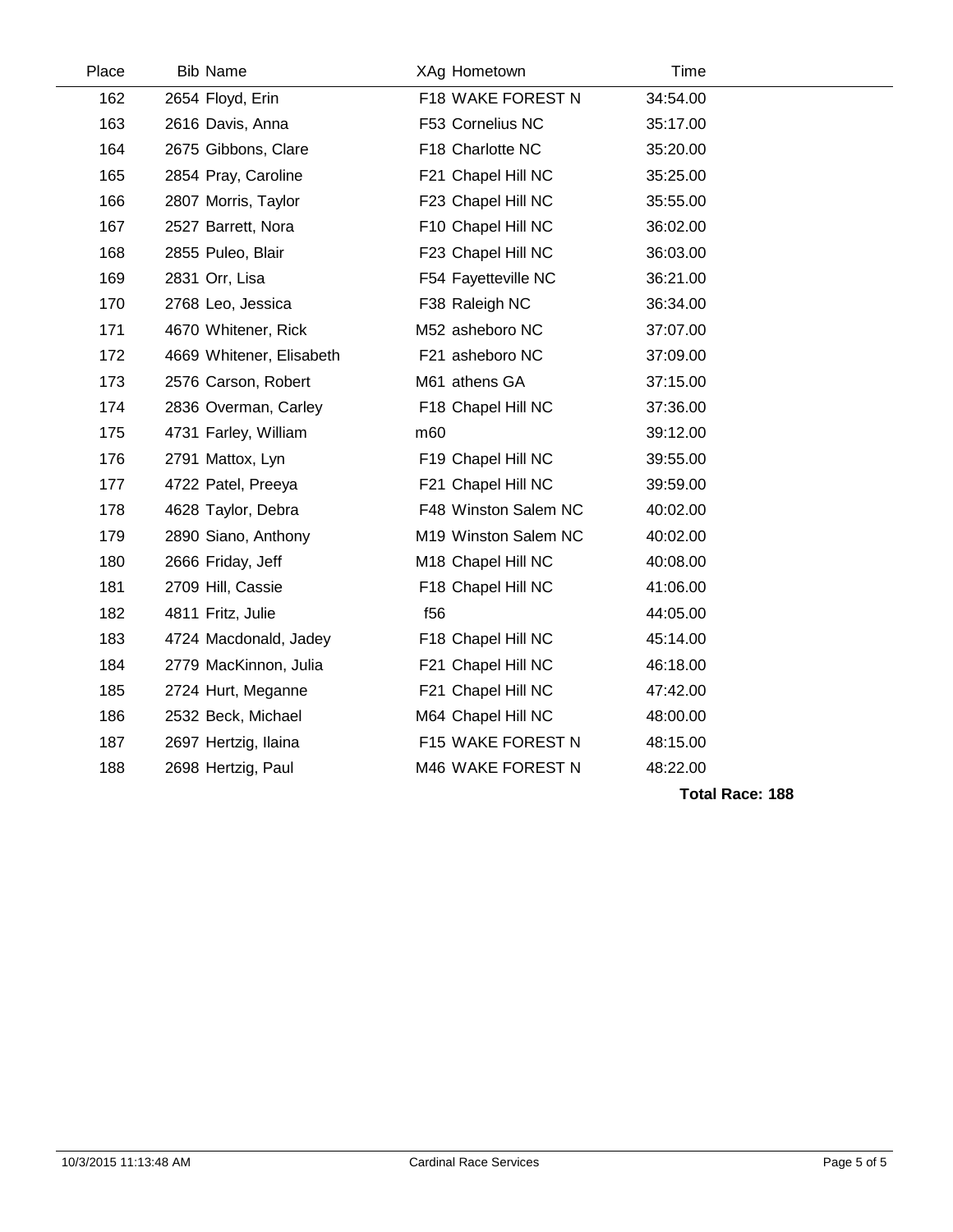| Place | Bib | Name | XAg | Hometown | Time |
|---|---|---|---|---|---|
| 162 | 2654 | Floyd, Erin | F18 | WAKE FOREST N | 34:54.00 |
| 163 | 2616 | Davis, Anna | F53 | Cornelius NC | 35:17.00 |
| 164 | 2675 | Gibbons, Clare | F18 | Charlotte NC | 35:20.00 |
| 165 | 2854 | Pray, Caroline | F21 | Chapel Hill NC | 35:25.00 |
| 166 | 2807 | Morris, Taylor | F23 | Chapel Hill NC | 35:55.00 |
| 167 | 2527 | Barrett, Nora | F10 | Chapel Hill NC | 36:02.00 |
| 168 | 2855 | Puleo, Blair | F23 | Chapel Hill NC | 36:03.00 |
| 169 | 2831 | Orr, Lisa | F54 | Fayetteville NC | 36:21.00 |
| 170 | 2768 | Leo, Jessica | F38 | Raleigh NC | 36:34.00 |
| 171 | 4670 | Whitener, Rick | M52 | asheboro NC | 37:07.00 |
| 172 | 4669 | Whitener, Elisabeth | F21 | asheboro NC | 37:09.00 |
| 173 | 2576 | Carson, Robert | M61 | athens GA | 37:15.00 |
| 174 | 2836 | Overman, Carley | F18 | Chapel Hill NC | 37:36.00 |
| 175 | 4731 | Farley, William | m60 | | 39:12.00 |
| 176 | 2791 | Mattox, Lyn | F19 | Chapel Hill NC | 39:55.00 |
| 177 | 4722 | Patel, Preeya | F21 | Chapel Hill NC | 39:59.00 |
| 178 | 4628 | Taylor, Debra | F48 | Winston Salem NC | 40:02.00 |
| 179 | 2890 | Siano, Anthony | M19 | Winston Salem NC | 40:02.00 |
| 180 | 2666 | Friday, Jeff | M18 | Chapel Hill NC | 40:08.00 |
| 181 | 2709 | Hill, Cassie | F18 | Chapel Hill NC | 41:06.00 |
| 182 | 4811 | Fritz, Julie | f56 | | 44:05.00 |
| 183 | 4724 | Macdonald, Jadey | F18 | Chapel Hill NC | 45:14.00 |
| 184 | 2779 | MacKinnon, Julia | F21 | Chapel Hill NC | 46:18.00 |
| 185 | 2724 | Hurt, Meganne | F21 | Chapel Hill NC | 47:42.00 |
| 186 | 2532 | Beck, Michael | M64 | Chapel Hill NC | 48:00.00 |
| 187 | 2697 | Hertzig, Ilaina | F15 | WAKE FOREST N | 48:15.00 |
| 188 | 2698 | Hertzig, Paul | M46 | WAKE FOREST N | 48:22.00 |

**Total Race: 188**